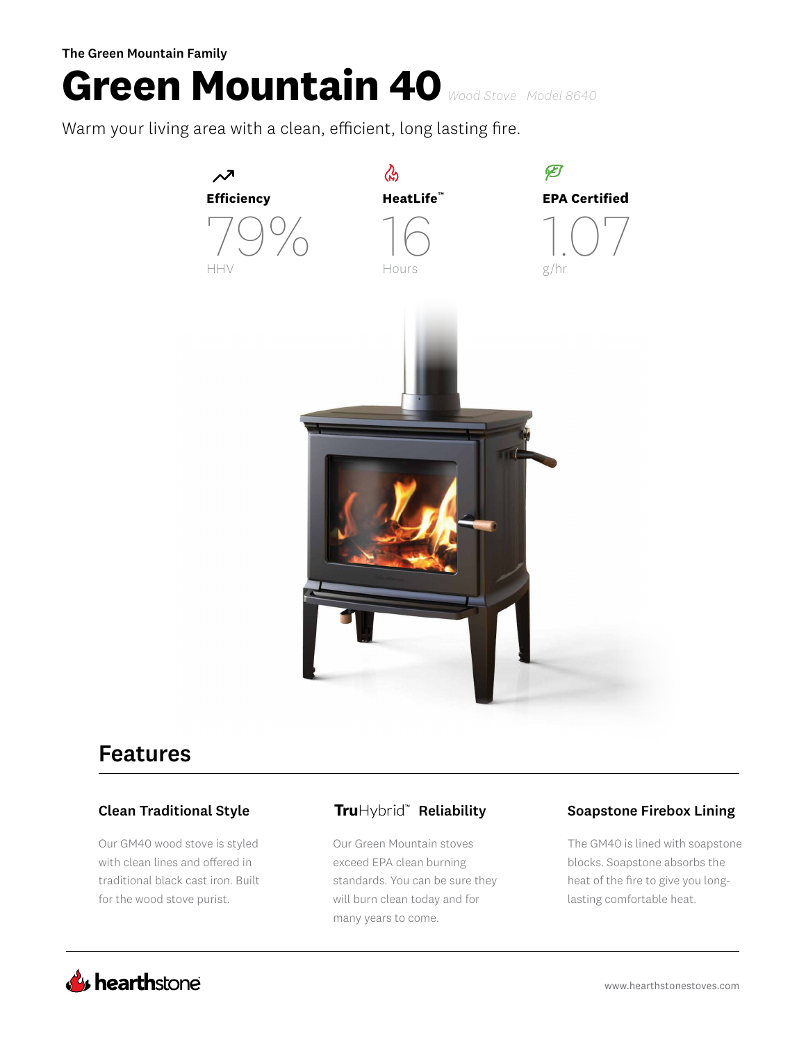The Green Mountain Family

# Green Mountain 40 *Wood Stove Model 8640*

Warm your living area with a clean, efficient, long lasting fire.

**Efficiency**
79%
HHV

**HeatLife™**
16
Hours

**EPA Certified**
1.07
g/hr

## Features

### Clean Traditional Style

Our GM40 wood stove is styled with clean lines and offered in traditional black cast iron. Built for the wood stove purist.

### TruHybrid™ Reliability

Our Green Mountain stoves exceed EPA clean burning standards. You can be sure they will burn clean today and for many years to come.

### Soapstone Firebox Lining

The GM40 is lined with soapstone blocks. Soapstone absorbs the heat of the fire to give you long-lasting comfortable heat.

hearthstone

www.hearthstonestoves.com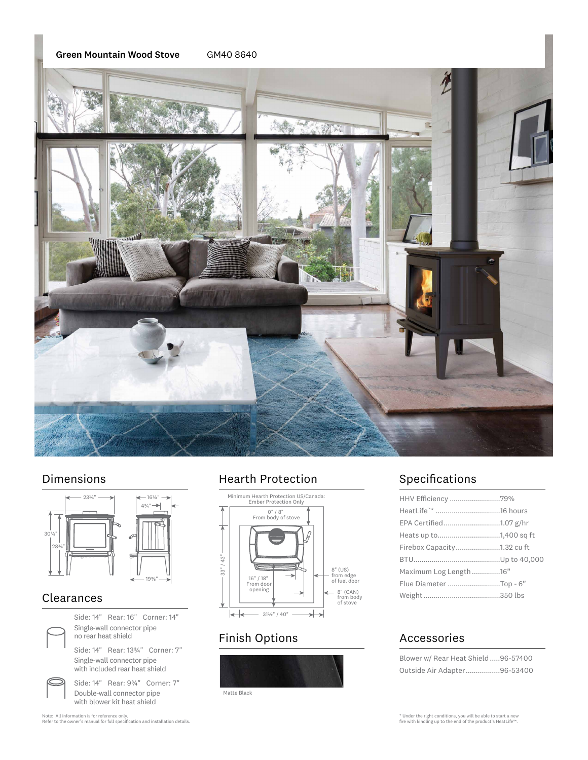**Green Mountain Wood Stove** GM40 8640

## Dimensions

23¼"
16⅜"
4¾"
30⅜"
28¾"
19⅜"

## Clearances

Side: 14" Rear: 16" Corner: 14"
Single-wall connector pipe
no rear heat shield

Side: 14" Rear: 13¾" Corner: 7"
Single-wall connector pipe
with included rear heat shield

Side: 14" Rear: 9¾" Corner: 7"
Double-wall connector pipe
with blower kit heat shield

## Hearth Protection

Minimum Hearth Protection US/Canada:
Ember Protection Only

0" / 8"
From body of stove

33" / 43"

16" / 18"
From door opening

8" (US)
from edge of fuel door

8" (CAN)
from body of stove

31½" / 40"

## Finish Options

Matte Black

## Specifications

| | |
|---|---|
| HHV Efficiency | 79% |
| HeatLife™* | 16 hours |
| EPA Certified | 1.07 g/hr |
| Heats up to | 1,400 sq ft |
| Firebox Capacity | 1.32 cu ft |
| BTU | Up to 40,000 |
| Maximum Log Length | 16" |
| Flue Diameter | Top - 6" |
| Weight | 350 lbs |

## Accessories

| | |
|---|---|
| Blower w/ Rear Heat Shield | 96-57400 |
| Outside Air Adapter | 96-53400 |

Note: All information is for reference only.
Refer to the owner's manual for full specification and installation details.

* Under the right conditions, you will be able to start a new fire with kindling up to the end of the product's HeatLife™.